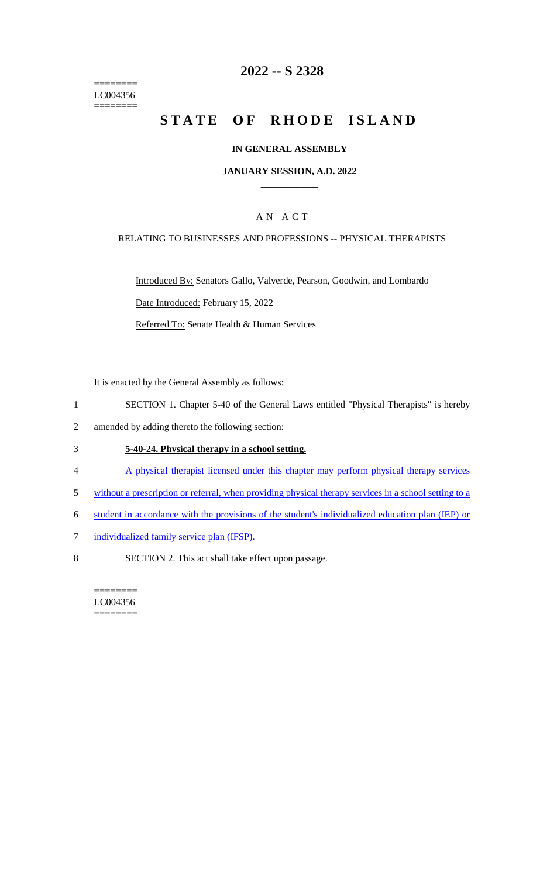========
LC004356
========

# 2022 -- S 2328

# STATE OF RHODE ISLAND

## IN GENERAL ASSEMBLY

### JANUARY SESSION, A.D. 2022

---

### A N A C T

### RELATING TO BUSINESSES AND PROFESSIONS -- PHYSICAL THERAPISTS

Introduced By: Senators Gallo, Valverde, Pearson, Goodwin, and Lombardo

Date Introduced: February 15, 2022

Referred To: Senate Health & Human Services

It is enacted by the General Assembly as follows:

1 SECTION 1. Chapter 5-40 of the General Laws entitled "Physical Therapists" is hereby
2 amended by adding thereto the following section:

3 **5-40-24. Physical therapy in a school setting.**

4 A physical therapist licensed under this chapter may perform physical therapy services
5 without a prescription or referral, when providing physical therapy services in a school setting to a
6 student in accordance with the provisions of the student's individualized education plan (IEP) or
7 individualized family service plan (IFSP).

8 SECTION 2. This act shall take effect upon passage.

========
LC004356
========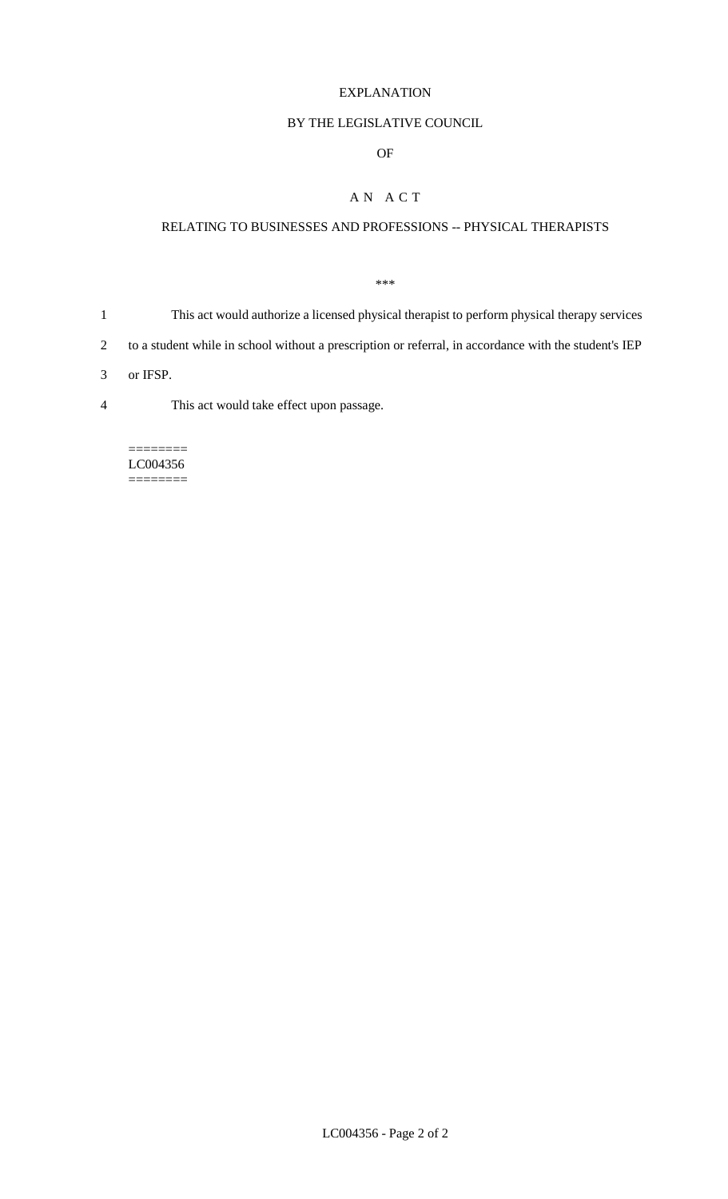EXPLANATION

BY THE LEGISLATIVE COUNCIL

OF

A N A C T

RELATING TO BUSINESSES AND PROFESSIONS -- PHYSICAL THERAPISTS

\*\*\*

1 This act would authorize a licensed physical therapist to perform physical therapy services
2 to a student while in school without a prescription or referral, in accordance with the student's IEP
3 or IFSP.
4 This act would take effect upon passage.

========
LC004356
========